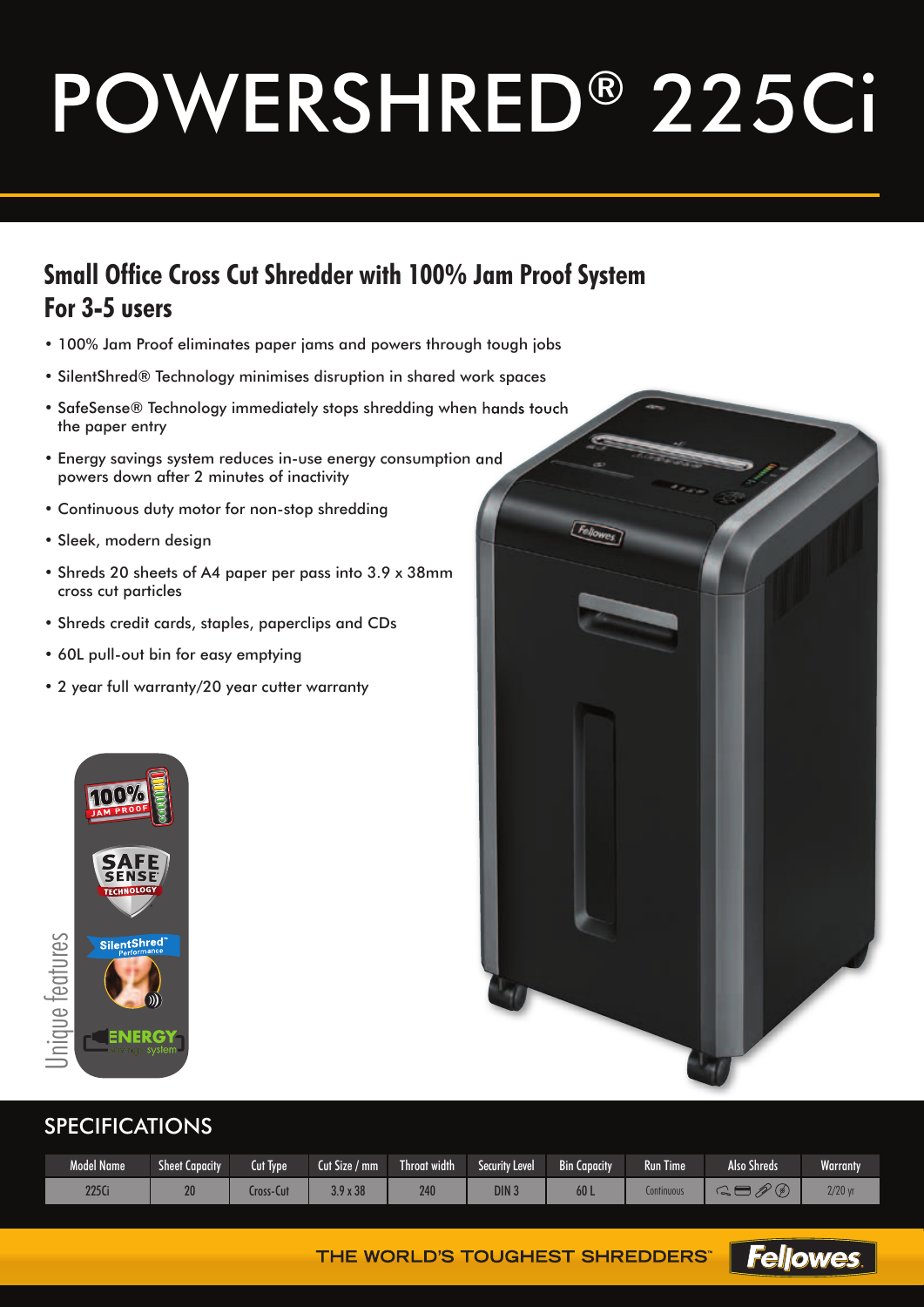# POWERSHRED® 225Ci

## Small Office Cross Cut Shredder with 100% Jam Proof System For 3-5 users

- 100% Jam Proof eliminates paper jams and powers through tough jobs
- SilentShred® Technology minimises disruption in shared work spaces
- SafeSense® Technology immediately stops shredding when hands touch the paper entry
- Energy savings system reduces in-use energy consumption and powers down after 2 minutes of inactivity
- Continuous duty motor for non-stop shredding
- Sleek, modern design
- Shreds 20 sheets of A4 paper per pass into 3.9 x 38mm cross cut particles
- Shreds credit cards, staples, paperclips and CDs
- 60L pull-out bin for easy emptying
- 2 year full warranty/20 year cutter warranty

Unique features

100% JAM PROOF

SAFE SENSE TECHNOLOGY

SilentShred™ Performance

ENERGY savings system

## SPECIFICATIONS

| Model Name | Sheet Capacity | Cut Type | Cut Size / mm | Throat width | Security Level | Bin Capacity | Run Time | Also Shreds | Warranty |
|---|---|---|---|---|---|---|---|---|---|
| 225Ci | 20 | Cross-Cut | 3.9 x 38 | 240 | DIN 3 | 60 L | Continuous | | 2/20 yr |

THE WORLD'S TOUGHEST SHREDDERS™ Fellowes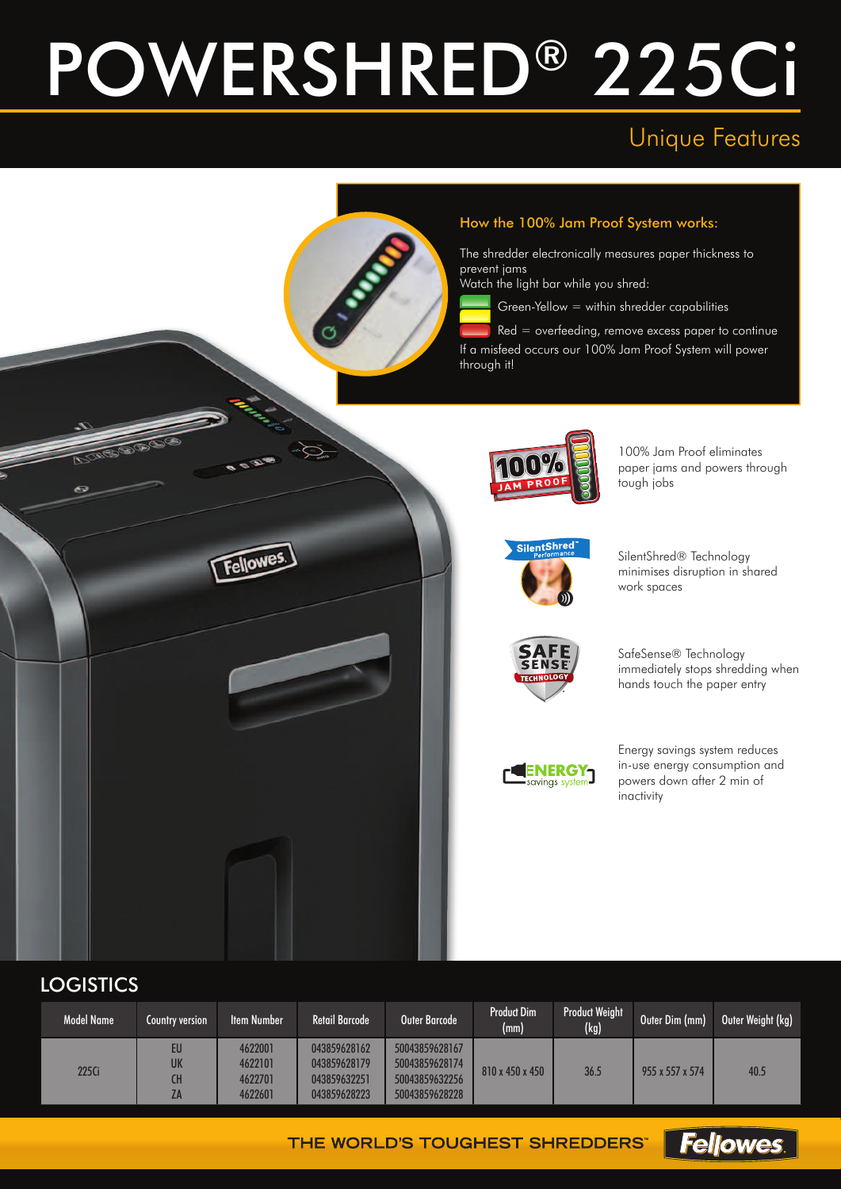# POWERSHRED® 225Ci

## Unique Features

### How the 100% Jam Proof System works:

The shredder electronically measures paper thickness to prevent jams
Watch the light bar while you shred:

- Green-Yellow = within shredder capabilities
- Red = overfeeding, remove excess paper to continue

If a misfeed occurs our 100% Jam Proof System will power through it!

100% Jam Proof eliminates paper jams and powers through tough jobs

SilentShred® Technology minimises disruption in shared work spaces

SafeSense® Technology immediately stops shredding when hands touch the paper entry

Energy savings system reduces in-use energy consumption and powers down after 2 min of inactivity

## LOGISTICS

| Model Name | Country version | Item Number | Retail Barcode | Outer Barcode | Product Dim (mm) | Product Weight (kg) | Outer Dim (mm) | Outer Weight (kg) |
|---|---|---|---|---|---|---|---|---|
| 225Ci | EU<br>UK<br>CH<br>ZA | 4622001<br>4622101<br>4622701<br>4622601 | 043859628162<br>043859628179<br>043859632251<br>043859628223 | 50043859628167<br>50043859628174<br>50043859632256<br>50043859628228 | 810 x 450 x 450 | 36.5 | 955 x 557 x 574 | 40.5 |

THE WORLD'S TOUGHEST SHREDDERS™ Fellowes